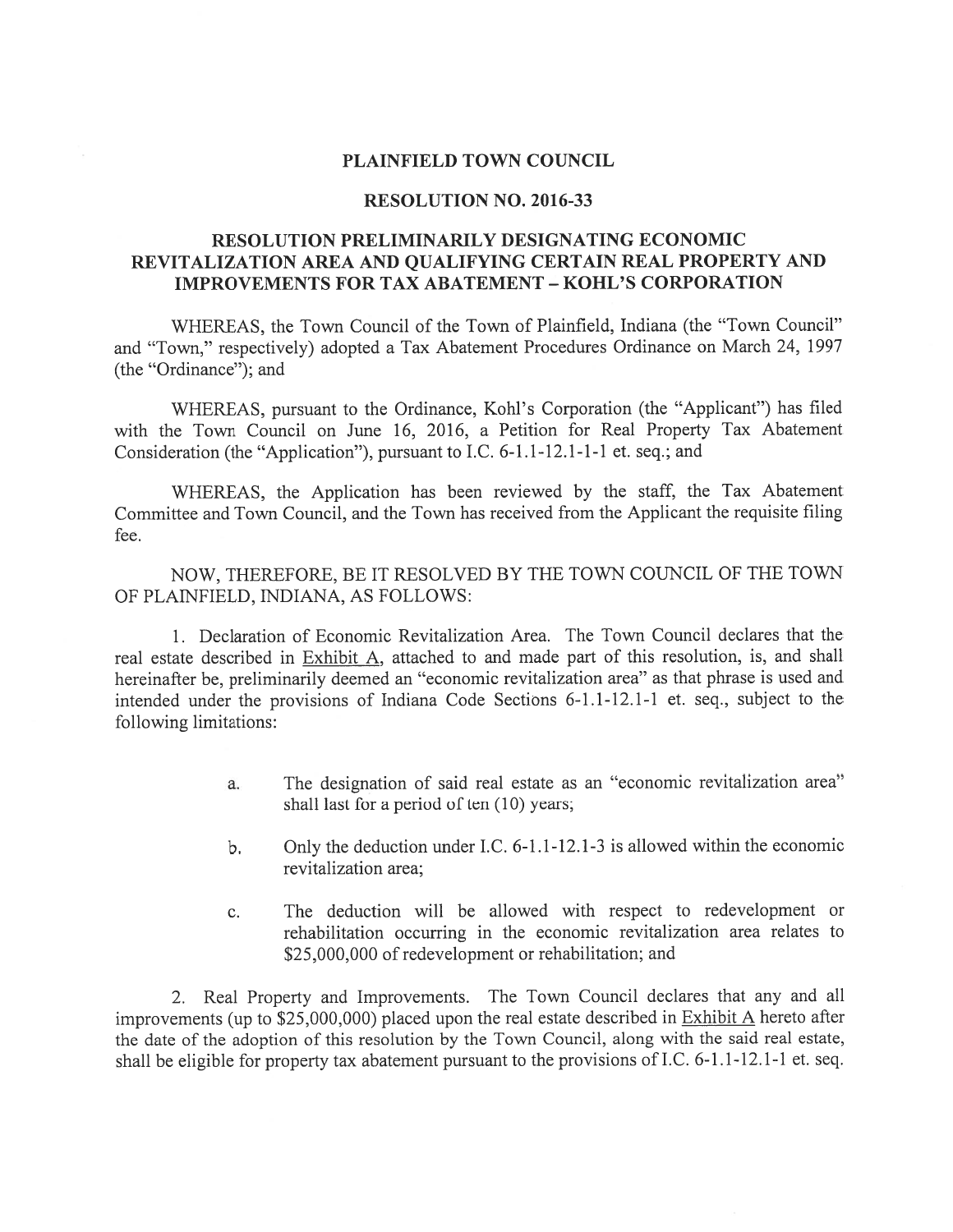# PLAINFIELD TOWN COUNCIL

## RESOLUTION NO. 2016-33

## RESOLUTION PRELIMINARILY DESIGNATING ECONOMIC REVITALIZATION AREA AND QUALIFYING CERTAIN REAL PROPERTY AND IMPROVEMENTS FOR TAX ABATEMENT – KOHL'S CORPORATION

WHEREAS, the Town Council of the Town of Plainfield, Indiana (the "Town Council" and "Town," respectively) adopted a Tax Abatement Procedures Ordinance on March 24, 1997 (the "Ordinance"); and

WHEREAS, pursuant to the Ordinance, Kohl's Corporation (the "Applicant") has filed with the Town Council on June 16, 2016, a Petition for Real Property Tax Abatement Consideration (the "Application"), pursuant to I.C. 6-1.1-12.1-1-1 et. seq.; and

WHEREAS, the Application has been reviewed by the staff, the Tax Abatement Committee and Town Council, and the Town has received from the Applicant the requisite filing fee.

NOW, THEREFORE, BE IT RESOLVED BY THE TOWN COUNCIL OF THE TOWN OF PLAINFIELD, INDIANA, AS FOLLOWS:

1. Declaration of Economic Revitalization Area. The Town Council declares that the real estate described in Exhibit A, attached to and made part of this resolution, is, and shall hereinafter be, preliminarily deemed an "economic revitalization area" as that phrase is used and intended under the provisions of Indiana Code Sections 6-1.1-12.1-1 et. seq., subject to the following limitations:

   a. The designation of said real estate as an "economic revitalization area" shall last for a period of ten (10) years;

   b. Only the deduction under I.C. 6-1.1-12.1-3 is allowed within the economic revitalization area;

   c. The deduction will be allowed with respect to redevelopment or rehabilitation occurring in the economic revitalization area relates to $25,000,000 of redevelopment or rehabilitation; and

2. Real Property and Improvements. The Town Council declares that any and all improvements (up to $25,000,000) placed upon the real estate described in Exhibit A hereto after the date of the adoption of this resolution by the Town Council, along with the said real estate, shall be eligible for property tax abatement pursuant to the provisions of I.C. 6-1.1-12.1-1 et. seq.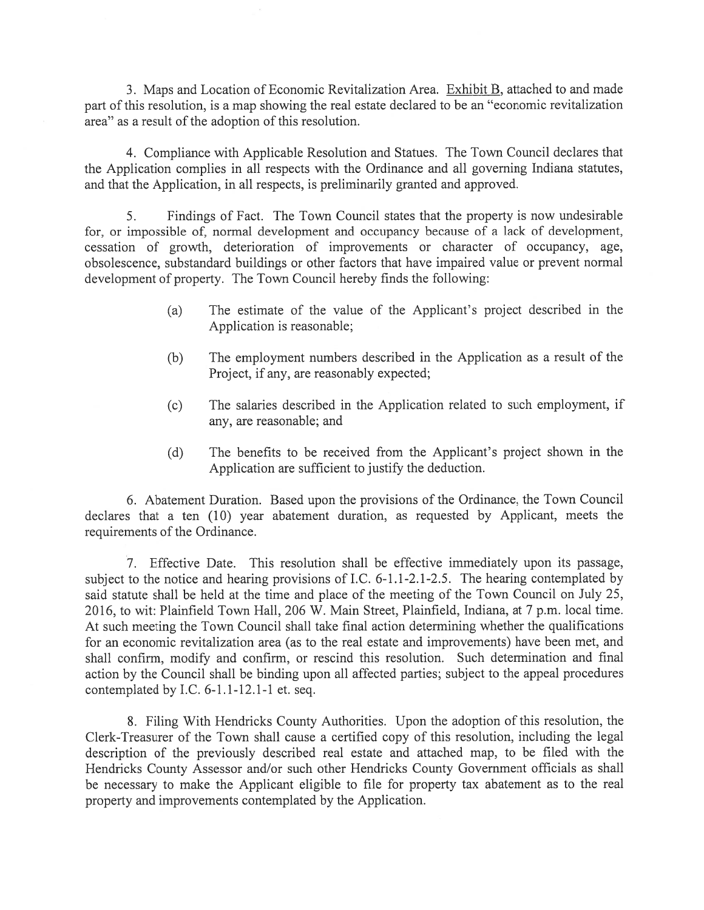3. Maps and Location of Economic Revitalization Area. Exhibit B, attached to and made part of this resolution, is a map showing the real estate declared to be an "economic revitalization area" as a result of the adoption of this resolution.

4. Compliance with Applicable Resolution and Statues. The Town Council declares that the Application complies in all respects with the Ordinance and all governing Indiana statutes, and that the Application, in all respects, is preliminarily granted and approved.

5. Findings of Fact. The Town Council states that the property is now undesirable for, or impossible of, normal development and occupancy because of a lack of development, cessation of growth, deterioration of improvements or character of occupancy, age, obsolescence, substandard buildings or other factors that have impaired value or prevent normal development of property. The Town Council hereby finds the following:

(a) The estimate of the value of the Applicant's project described in the Application is reasonable;

(b) The employment numbers described in the Application as a result of the Project, if any, are reasonably expected;

(c) The salaries described in the Application related to such employment, if any, are reasonable; and

(d) The benefits to be received from the Applicant's project shown in the Application are sufficient to justify the deduction.

6. Abatement Duration. Based upon the provisions of the Ordinance, the Town Council declares that a ten (10) year abatement duration, as requested by Applicant, meets the requirements of the Ordinance.

7. Effective Date. This resolution shall be effective immediately upon its passage, subject to the notice and hearing provisions of I.C. 6-1.1-2.1-2.5. The hearing contemplated by said statute shall be held at the time and place of the meeting of the Town Council on July 25, 2016, to wit: Plainfield Town Hall, 206 W. Main Street, Plainfield, Indiana, at 7 p.m. local time. At such meeting the Town Council shall take final action determining whether the qualifications for an economic revitalization area (as to the real estate and improvements) have been met, and shall confirm, modify and confirm, or rescind this resolution. Such determination and final action by the Council shall be binding upon all affected parties; subject to the appeal procedures contemplated by I.C. 6-1.1-12.1-1 et. seq.

8. Filing With Hendricks County Authorities. Upon the adoption of this resolution, the Clerk-Treasurer of the Town shall cause a certified copy of this resolution, including the legal description of the previously described real estate and attached map, to be filed with the Hendricks County Assessor and/or such other Hendricks County Government officials as shall be necessary to make the Applicant eligible to file for property tax abatement as to the real property and improvements contemplated by the Application.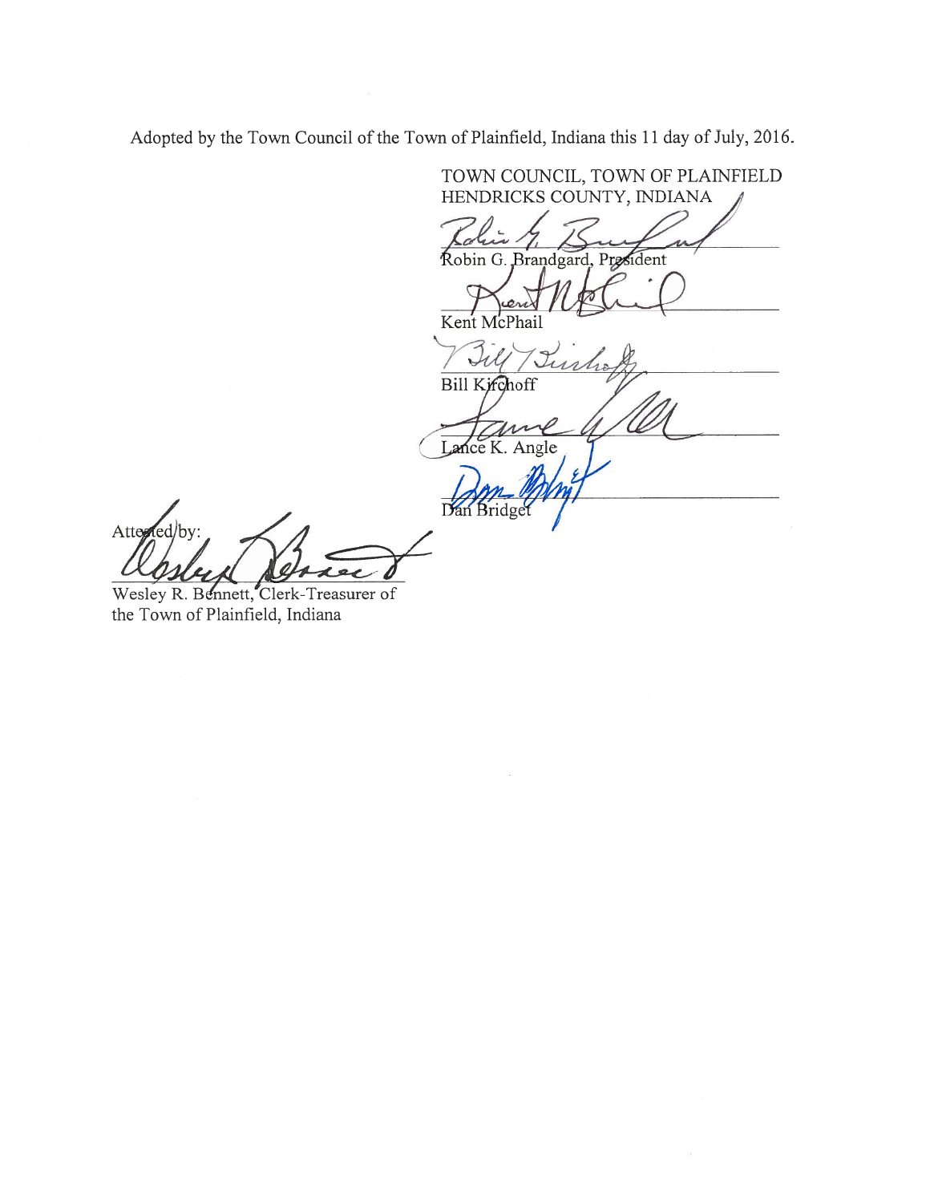Adopted by the Town Council of the Town of Plainfield, Indiana this 11 day of July, 2016.

TOWN COUNCIL, TOWN OF PLAINFIELD
HENDRICKS COUNTY, INDIANA

______________________________
Robin G. Brandgard, President

______________________________
Kent McPhail

______________________________
Bill Kirchoff

______________________________
Lance K. Angle

______________________________
Dan Bridget

Attested by:

______________________________
Wesley R. Bennett, Clerk-Treasurer of
the Town of Plainfield, Indiana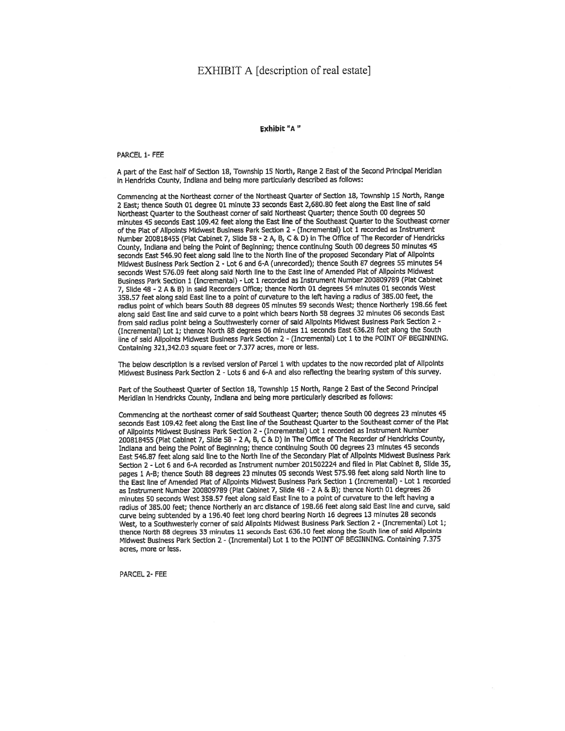# EXHIBIT A [description of real estate]

**Exhibit "A "**

PARCEL 1- FEE

A part of the East half of Section 18, Township 15 North, Range 2 East of the Second Principal Meridian in Hendricks County, Indiana and being more particularly described as follows:

Commencing at the Northeast corner of the Northeast Quarter of Section 18, Township 15 North, Range 2 East; thence South 01 degree 01 minute 33 seconds East 2,680.80 feet along the East line of said Northeast Quarter to the Southeast corner of said Northeast Quarter; thence South 00 degrees 50 minutes 45 seconds East 109.42 feet along the East line of the Southeast Quarter to the Southeast corner of the Plat of Allpoints Midwest Business Park Section 2 - (Incremental) Lot 1 recorded as Instrument Number 200818455 (Plat Cabinet 7, Slide 58 - 2 A, B, C & D) in The Office of The Recorder of Hendricks County, Indiana and being the Point of Beginning; thence continuing South 00 degrees 50 minutes 45 seconds East 546.90 feet along said line to the North line of the proposed Secondary Plat of Allpoints Midwest Business Park Section 2 - Lot 6 and 6-A (unrecorded); thence South 87 degrees 55 minutes 54 seconds West 576.09 feet along said North line to the East line of Amended Plat of Allpoints Midwest Business Park Section 1 (Incremental) - Lot 1 recorded as Instrument Number 200809789 (Plat Cabinet 7, Slide 48 - 2 A & B) in said Recorders Office; thence North 01 degrees 54 minutes 01 seconds West 358.57 feet along said East line to a point of curvature to the left having a radius of 385.00 feet, the radius point of which bears South 88 degrees 05 minutes 59 seconds West; thence Northerly 198.66 feet along said East line and said curve to a point which bears North 58 degrees 32 minutes 06 seconds East from said radius point being a Southwesterly corner of said Allpoints Midwest Business Park Section 2 - (Incremental) Lot 1; thence North 88 degrees 06 minutes 11 seconds East 636.28 feet along the South line of said Allpoints Midwest Business Park Section 2 - (Incremental) Lot 1 to the POINT OF BEGINNING. Containing 321,342.03 square feet or 7.377 acres, more or less.

The below description is a revised version of Parcel 1 with updates to the now recorded plat of Allpoints Midwest Business Park Section 2 - Lots 6 and 6-A and also reflecting the bearing system of this survey.

Part of the Southeast Quarter of Section 18, Township 15 North, Range 2 East of the Second Principal Meridian in Hendricks County, Indiana and being more particularly described as follows:

Commencing at the northeast corner of said Southeast Quarter; thence South 00 degrees 23 minutes 45 seconds East 109.42 feet along the East line of the Southeast Quarter to the Southeast corner of the Plat of Allpoints Midwest Business Park Section 2 - (Incremental) Lot 1 recorded as Instrument Number 200818455 (Plat Cabinet 7, Slide 58 - 2 A, B, C & D) in The Office of The Recorder of Hendricks County, Indiana and being the Point of Beginning; thence continuing South 00 degrees 23 minutes 45 seconds East 546.87 feet along said line to the North line of the Secondary Plat of Allpoints Midwest Business Park Section 2 - Lot 6 and 6-A recorded as Instrument number 201502224 and filed in Plat Cabinet 8, Slide 35, pages 1 A-B; thence South 88 degrees 23 minutes 05 seconds West 575.98 feet along said North line to the East line of Amended Plat of Allpoints Midwest Business Park Section 1 (Incremental) - Lot 1 recorded as Instrument Number 200809789 (Plat Cabinet 7, Slide 48 - 2 A & B); thence North 01 degrees 26 minutes 50 seconds West 358.57 feet along said East line to a point of curvature to the left having a radius of 385.00 feet; thence Northerly an arc distance of 198.66 feet along said East line and curve, said curve being subtended by a 196.40 feet long chord bearing North 16 degrees 13 minutes 28 seconds West, to a Southwesterly corner of said Allpoints Midwest Business Park Section 2 - (Incremental) Lot 1; thence North 88 degrees 33 minutes 11 seconds East 636.10 feet along the South line of said Allpoints Midwest Business Park Section 2 - (Incremental) Lot 1 to the POINT OF BEGINNING. Containing 7.375 acres, more or less.

PARCEL 2- FEE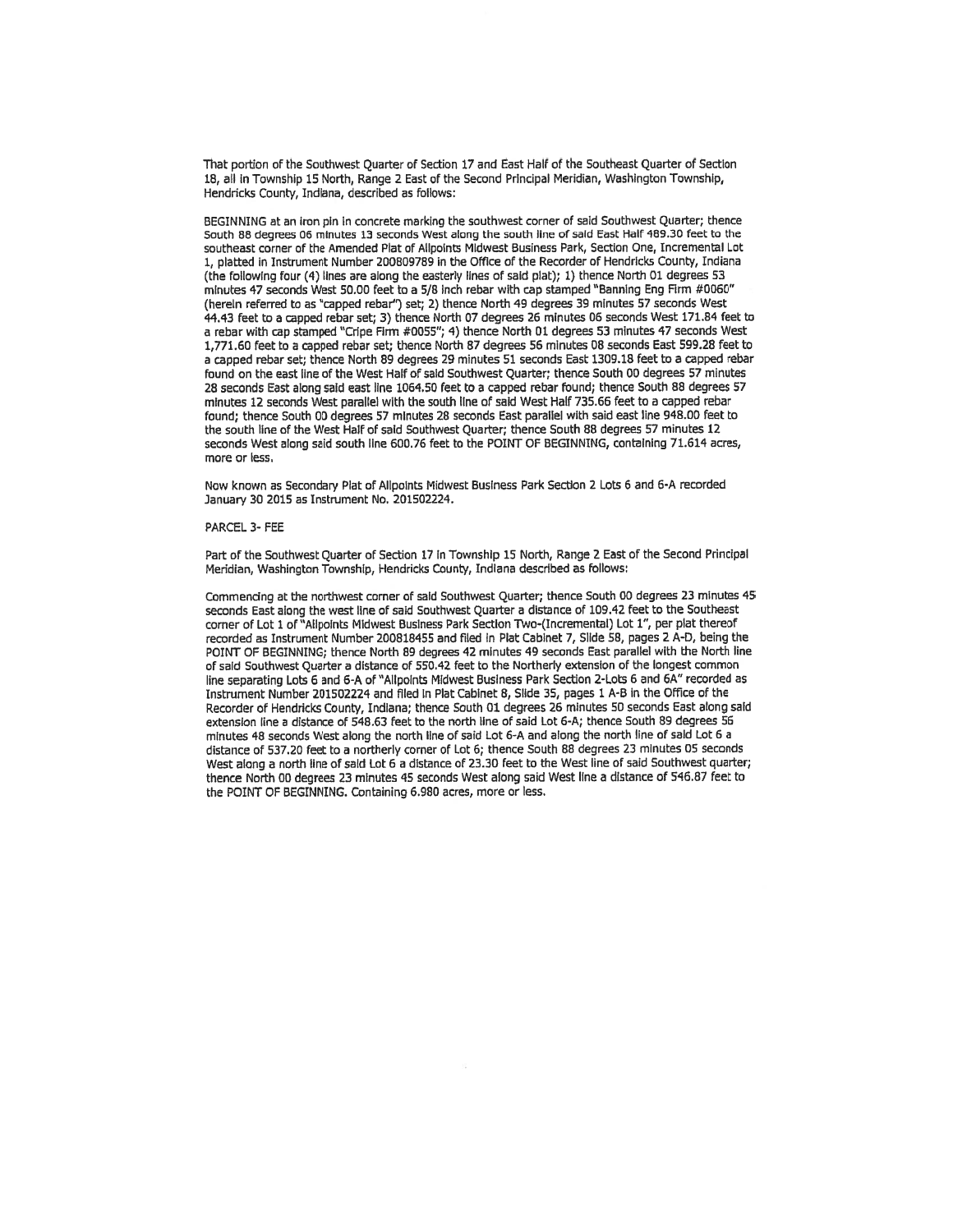That portion of the Southwest Quarter of Section 17 and East Half of the Southeast Quarter of Section 18, all in Township 15 North, Range 2 East of the Second Principal Meridian, Washington Township, Hendricks County, Indiana, described as follows:

BEGINNING at an iron pin in concrete marking the southwest corner of said Southwest Quarter; thence South 88 degrees 06 minutes 13 seconds West along the south line of said East Half 489.30 feet to the southeast corner of the Amended Plat of Allpoints Midwest Business Park, Section One, Incremental Lot 1, platted in Instrument Number 200809789 in the Office of the Recorder of Hendricks County, Indiana (the following four (4) lines are along the easterly lines of said plat); 1) thence North 01 degrees 53 minutes 47 seconds West 50.00 feet to a 5/8 inch rebar with cap stamped "Banning Eng Firm #0060" (herein referred to as "capped rebar") set; 2) thence North 49 degrees 39 minutes 57 seconds West 44.43 feet to a capped rebar set; 3) thence North 07 degrees 26 minutes 06 seconds West 171.84 feet to a rebar with cap stamped "Cripe Firm #0055"; 4) thence North 01 degrees 53 minutes 47 seconds West 1,771.60 feet to a capped rebar set; thence North 87 degrees 56 minutes 08 seconds East 599.28 feet to a capped rebar set; thence North 89 degrees 29 minutes 51 seconds East 1309.18 feet to a capped rebar found on the east line of the West Half of said Southwest Quarter; thence South 00 degrees 57 minutes 28 seconds East along said east line 1064.50 feet to a capped rebar found; thence South 88 degrees 57 minutes 12 seconds West parallel with the south line of said West Half 735.66 feet to a capped rebar found; thence South 00 degrees 57 minutes 28 seconds East parallel with said east line 948.00 feet to the south line of the West Half of said Southwest Quarter; thence South 88 degrees 57 minutes 12 seconds West along said south line 600.76 feet to the POINT OF BEGINNING, containing 71.614 acres, more or less.

Now known as Secondary Plat of Allpoints Midwest Business Park Section 2 Lots 6 and 6-A recorded January 30 2015 as Instrument No. 201502224.

PARCEL 3- FEE

Part of the Southwest Quarter of Section 17 in Township 15 North, Range 2 East of the Second Principal Meridian, Washington Township, Hendricks County, Indiana described as follows:

Commencing at the northwest corner of said Southwest Quarter; thence South 00 degrees 23 minutes 45 seconds East along the west line of said Southwest Quarter a distance of 109.42 feet to the Southeast corner of Lot 1 of "Allpoints Midwest Business Park Section Two-(Incremental) Lot 1", per plat thereof recorded as Instrument Number 200818455 and filed in Plat Cabinet 7, Slide 58, pages 2 A-D, being the POINT OF BEGINNING; thence North 89 degrees 42 minutes 49 seconds East parallel with the North line of said Southwest Quarter a distance of 550.42 feet to the Northerly extension of the longest common line separating Lots 6 and 6-A of "Allpoints Midwest Business Park Section 2-Lots 6 and 6A" recorded as Instrument Number 201502224 and filed in Plat Cabinet 8, Slide 35, pages 1 A-B in the Office of the Recorder of Hendricks County, Indiana; thence South 01 degrees 26 minutes 50 seconds East along said extension line a distance of 548.63 feet to the north line of said Lot 6-A; thence South 89 degrees 56 minutes 48 seconds West along the north line of said Lot 6-A and along the north line of said Lot 6 a distance of 537.20 feet to a northerly corner of Lot 6; thence South 88 degrees 23 minutes 05 seconds West along a north line of said Lot 6 a distance of 23.30 feet to the West line of said Southwest quarter; thence North 00 degrees 23 minutes 45 seconds West along said West line a distance of 546.87 feet to the POINT OF BEGINNING. Containing 6.980 acres, more or less.